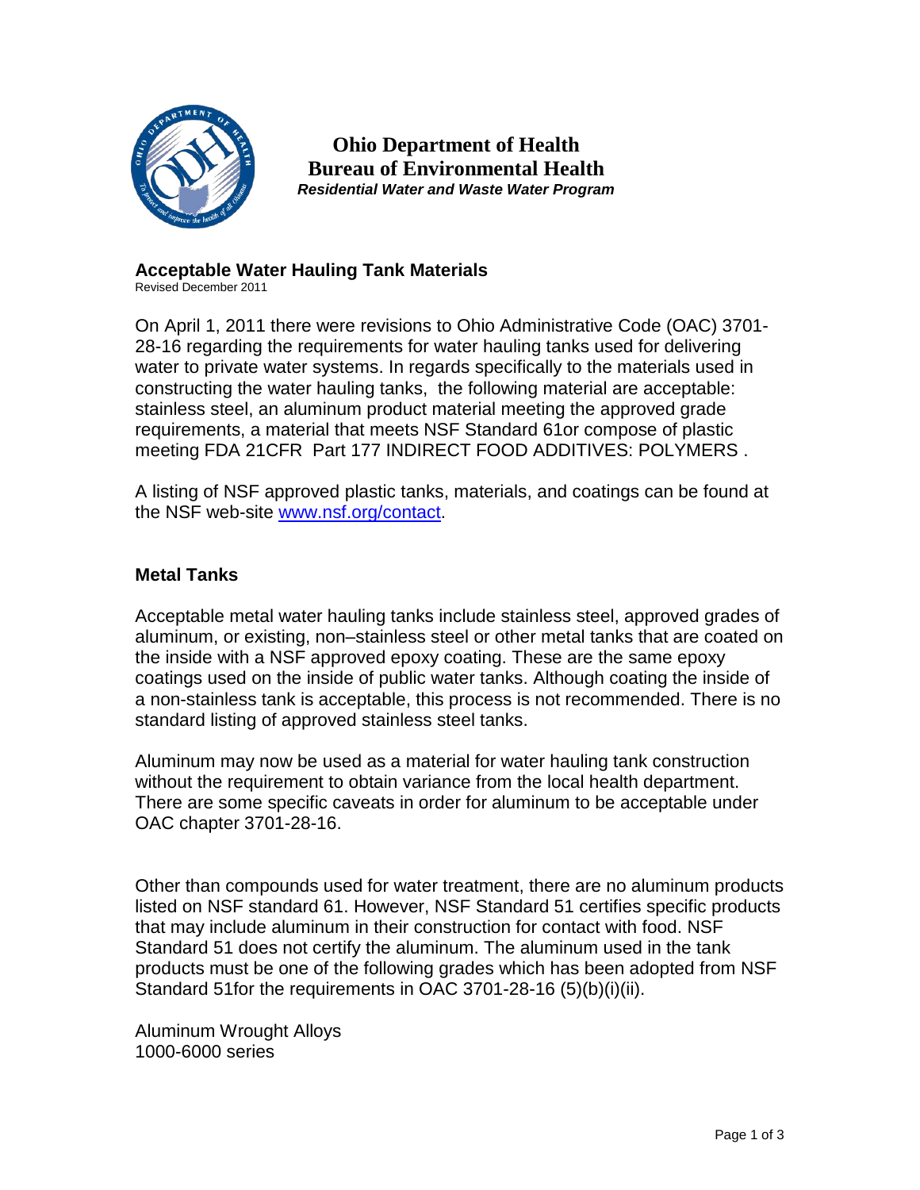**Ohio Department of Health**
**Bureau of Environmental Health**
***Residential Water and Waste Water Program***

# Acceptable Water Hauling Tank Materials

Revised December 2011

On April 1, 2011 there were revisions to Ohio Administrative Code (OAC) 3701-28-16 regarding the requirements for water hauling tanks used for delivering water to private water systems. In regards specifically to the materials used in constructing the water hauling tanks, the following material are acceptable: stainless steel, an aluminum product material meeting the approved grade requirements, a material that meets NSF Standard 61or compose of plastic meeting FDA 21CFR Part 177 INDIRECT FOOD ADDITIVES: POLYMERS .

A listing of NSF approved plastic tanks, materials, and coatings can be found at the NSF web-site [www.nsf.org/contact](www.nsf.org/contact).

## Metal Tanks

Acceptable metal water hauling tanks include stainless steel, approved grades of aluminum, or existing, non–stainless steel or other metal tanks that are coated on the inside with a NSF approved epoxy coating. These are the same epoxy coatings used on the inside of public water tanks. Although coating the inside of a non-stainless tank is acceptable, this process is not recommended. There is no standard listing of approved stainless steel tanks.

Aluminum may now be used as a material for water hauling tank construction without the requirement to obtain variance from the local health department. There are some specific caveats in order for aluminum to be acceptable under OAC chapter 3701-28-16.

Other than compounds used for water treatment, there are no aluminum products listed on NSF standard 61. However, NSF Standard 51 certifies specific products that may include aluminum in their construction for contact with food. NSF Standard 51 does not certify the aluminum. The aluminum used in the tank products must be one of the following grades which has been adopted from NSF Standard 51for the requirements in OAC 3701-28-16 (5)(b)(i)(ii).

Aluminum Wrought Alloys
1000-6000 series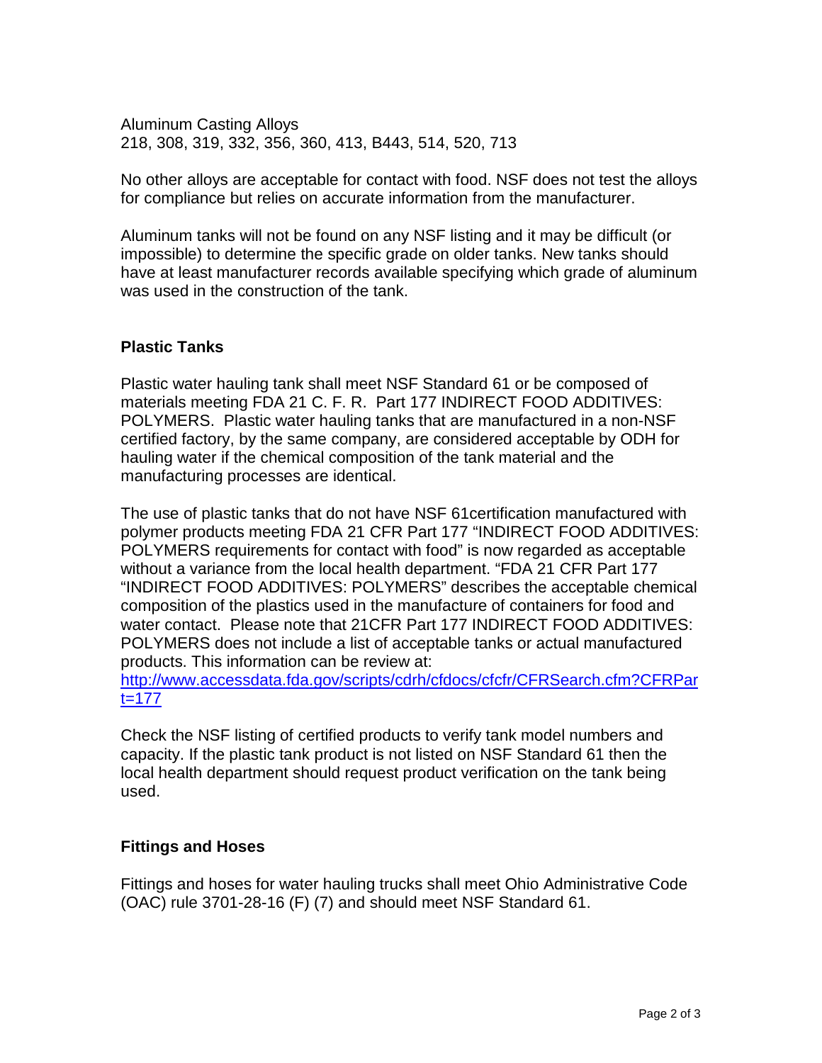Aluminum Casting Alloys
218, 308, 319, 332, 356, 360, 413, B443, 514, 520, 713

No other alloys are acceptable for contact with food. NSF does not test the alloys for compliance but relies on accurate information from the manufacturer.

Aluminum tanks will not be found on any NSF listing and it may be difficult (or impossible) to determine the specific grade on older tanks. New tanks should have at least manufacturer records available specifying which grade of aluminum was used in the construction of the tank.

## Plastic Tanks

Plastic water hauling tank shall meet NSF Standard 61 or be composed of materials meeting FDA 21 C. F. R. Part 177 INDIRECT FOOD ADDITIVES: POLYMERS. Plastic water hauling tanks that are manufactured in a non-NSF certified factory, by the same company, are considered acceptable by ODH for hauling water if the chemical composition of the tank material and the manufacturing processes are identical.

The use of plastic tanks that do not have NSF 61certification manufactured with polymer products meeting FDA 21 CFR Part 177 "INDIRECT FOOD ADDITIVES: POLYMERS requirements for contact with food" is now regarded as acceptable without a variance from the local health department. "FDA 21 CFR Part 177 "INDIRECT FOOD ADDITIVES: POLYMERS" describes the acceptable chemical composition of the plastics used in the manufacture of containers for food and water contact. Please note that 21CFR Part 177 INDIRECT FOOD ADDITIVES: POLYMERS does not include a list of acceptable tanks or actual manufactured products. This information can be review at: [http://www.accessdata.fda.gov/scripts/cdrh/cfdocs/cfcfr/CFRSearch.cfm?CFRPart=177](http://www.accessdata.fda.gov/scripts/cdrh/cfdocs/cfcfr/CFRSearch.cfm?CFRPart=177)

Check the NSF listing of certified products to verify tank model numbers and capacity. If the plastic tank product is not listed on NSF Standard 61 then the local health department should request product verification on the tank being used.

## Fittings and Hoses

Fittings and hoses for water hauling trucks shall meet Ohio Administrative Code (OAC) rule 3701-28-16 (F) (7) and should meet NSF Standard 61.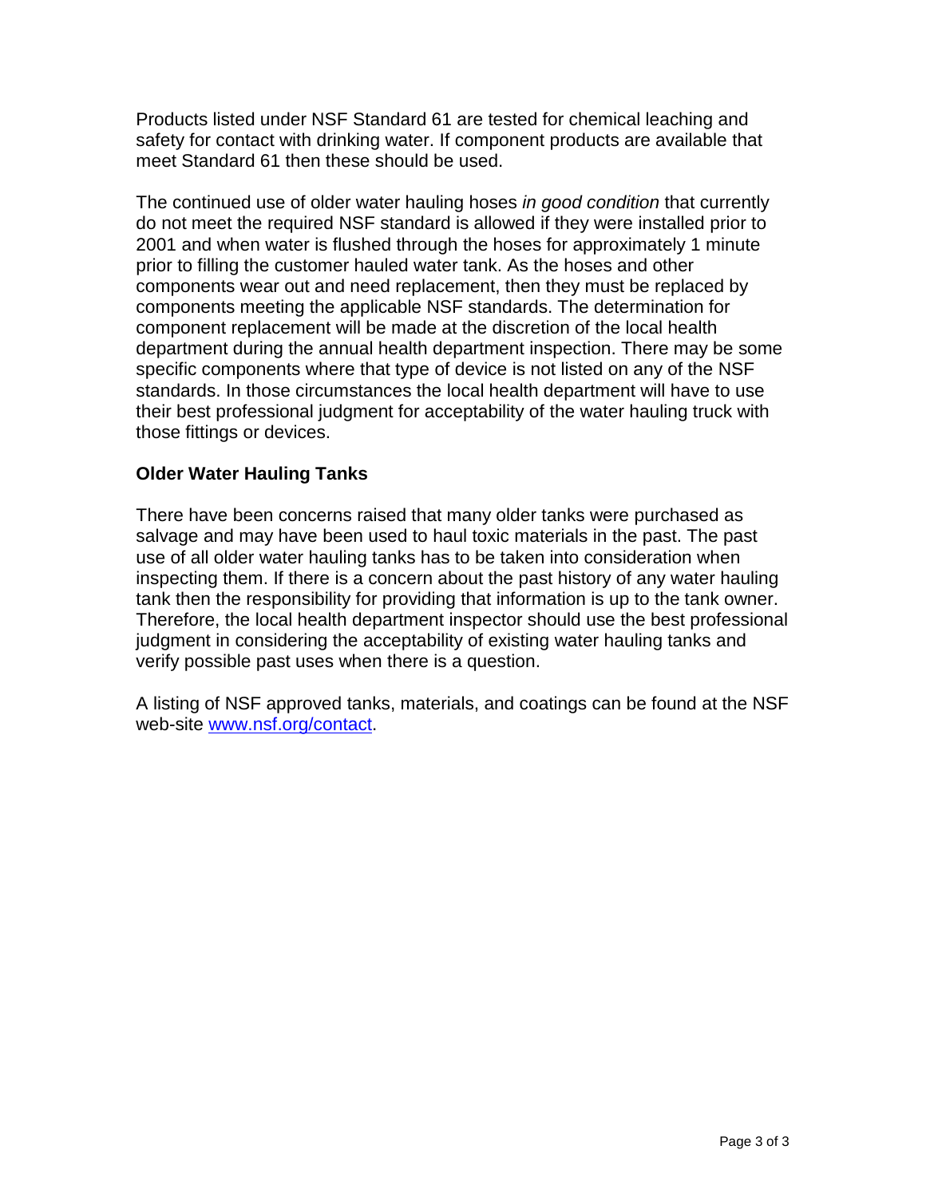Products listed under NSF Standard 61 are tested for chemical leaching and safety for contact with drinking water. If component products are available that meet Standard 61 then these should be used.

The continued use of older water hauling hoses *in good condition* that currently do not meet the required NSF standard is allowed if they were installed prior to 2001 and when water is flushed through the hoses for approximately 1 minute prior to filling the customer hauled water tank. As the hoses and other components wear out and need replacement, then they must be replaced by components meeting the applicable NSF standards. The determination for component replacement will be made at the discretion of the local health department during the annual health department inspection. There may be some specific components where that type of device is not listed on any of the NSF standards. In those circumstances the local health department will have to use their best professional judgment for acceptability of the water hauling truck with those fittings or devices.

**Older Water Hauling Tanks**

There have been concerns raised that many older tanks were purchased as salvage and may have been used to haul toxic materials in the past. The past use of all older water hauling tanks has to be taken into consideration when inspecting them. If there is a concern about the past history of any water hauling tank then the responsibility for providing that information is up to the tank owner. Therefore, the local health department inspector should use the best professional judgment in considering the acceptability of existing water hauling tanks and verify possible past uses when there is a question.

A listing of NSF approved tanks, materials, and coatings can be found at the NSF web-site [www.nsf.org/contact](http://www.nsf.org/contact).